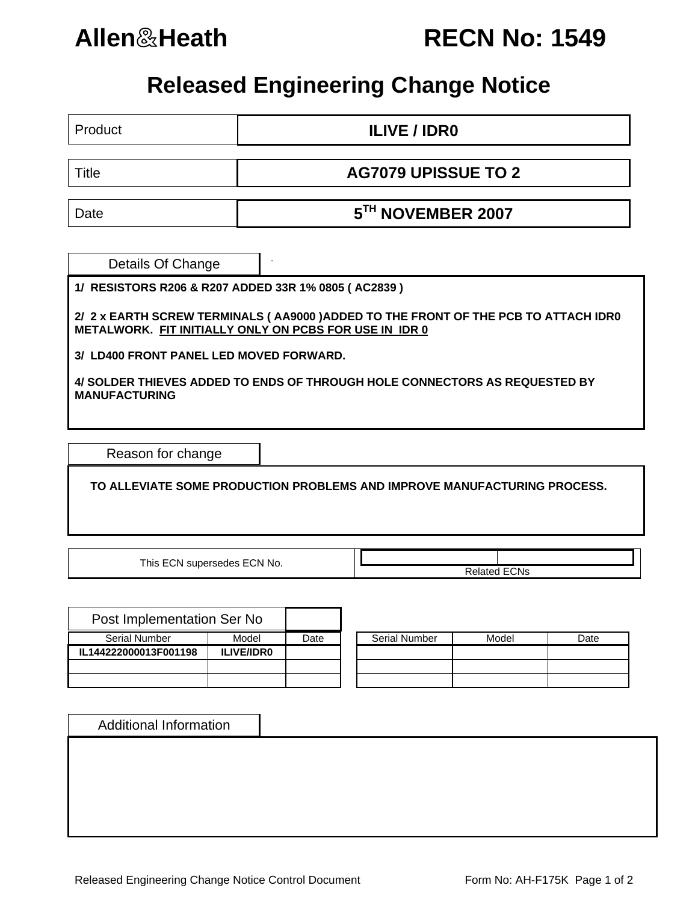# Allen&Heath RECN No: 1549

## Released Engineering Change Notice

| | |
|---|---|
| Product | **ILIVE / IDR0** |
| Title | **AG7079 UPISSUE TO 2** |
| Date | **5TH NOVEMBER 2007** |

### Details Of Change

**1/ RESISTORS R206 & R207 ADDED 33R 1% 0805 ( AC2839 )**

**2/ 2 x EARTH SCREW TERMINALS ( AA9000 )ADDED TO THE FRONT OF THE PCB TO ATTACH IDR0 METALWORK. FIT INITIALLY ONLY ON PCBS FOR USE IN IDR 0**

**3/ LD400 FRONT PANEL LED MOVED FORWARD.**

**4/ SOLDER THIEVES ADDED TO ENDS OF THROUGH HOLE CONNECTORS AS REQUESTED BY MANUFACTURING**

### Reason for change

**TO ALLEVIATE SOME PRODUCTION PROBLEMS AND IMPROVE MANUFACTURING PROCESS.**

| This ECN supersedes ECN No. | Related ECNs |
|---|---|
| | |

### Post Implementation Ser No

| Serial Number | Model | Date |
|---|---|---|
| IL144222000013F001198 | ILIVE/IDR0 | |
| | | |
| | | |

| Serial Number | Model | Date |
|---|---|---|
| | | |
| | | |
| | | |

### Additional Information

Released Engineering Change Notice Control Document — Form No: AH-F175K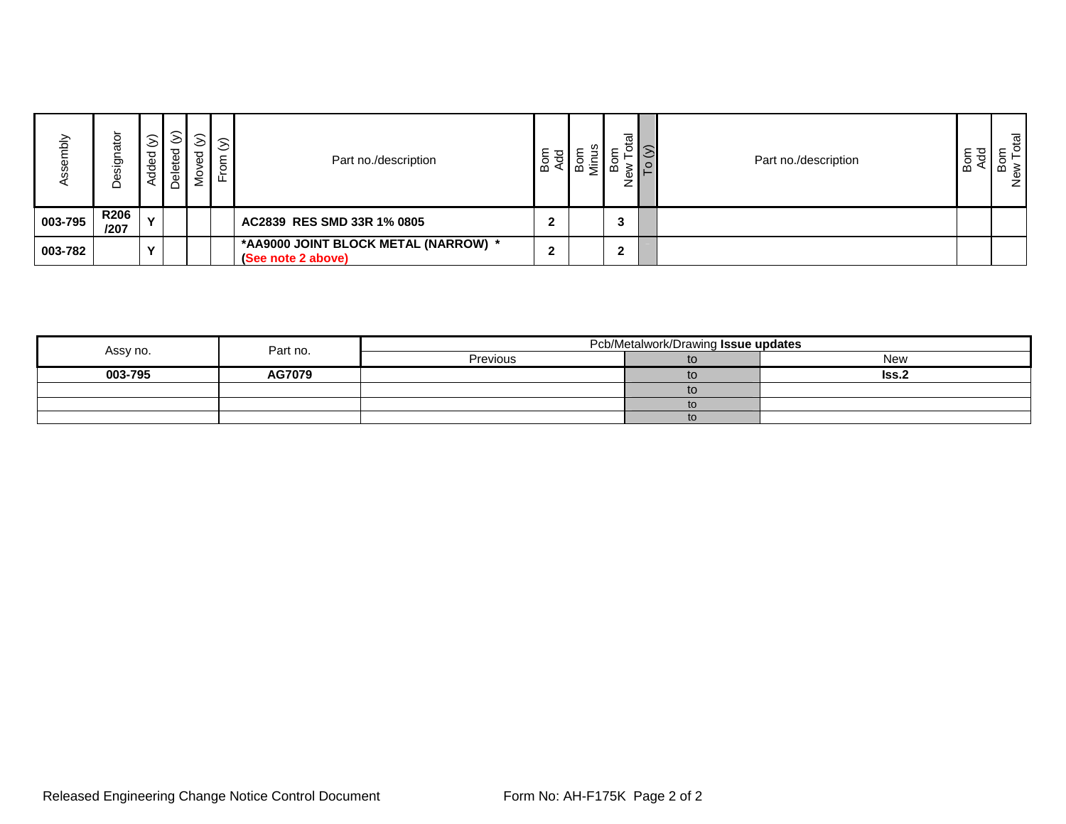| Assembly | Designator | Added (y) | Deleted (y) | Moved (y) | From (y) | Part no./description | Bom Add | Bom Minus | Bom New Total | To (y) | Part no./description | Bom Add | Bom New Total |
|---|---|---|---|---|---|---|---|---|---|---|---|---|---|
| **003-795** | **R206 /207** | **Y** | | | | **AC2839 RES SMD 33R 1% 0805** | **2** | | **3** | | | | |
| **003-782** | | **Y** | | | | **\*AA9000 JOINT BLOCK METAL (NARROW) \* (See note 2 above)** | **2** | | **2** | | | | |

| Assy no. | Part no. | Pcb/Metalwork/Drawing **Issue updates** | | |
|---|---|---|---|---|
| | | Previous | to | New |
| **003-795** | **AG7079** | | to | **Iss.2** |
| | | | to | |
| | | | to | |
| | | | to | |

Released Engineering Change Notice Control Document

Form No: AH-F175K